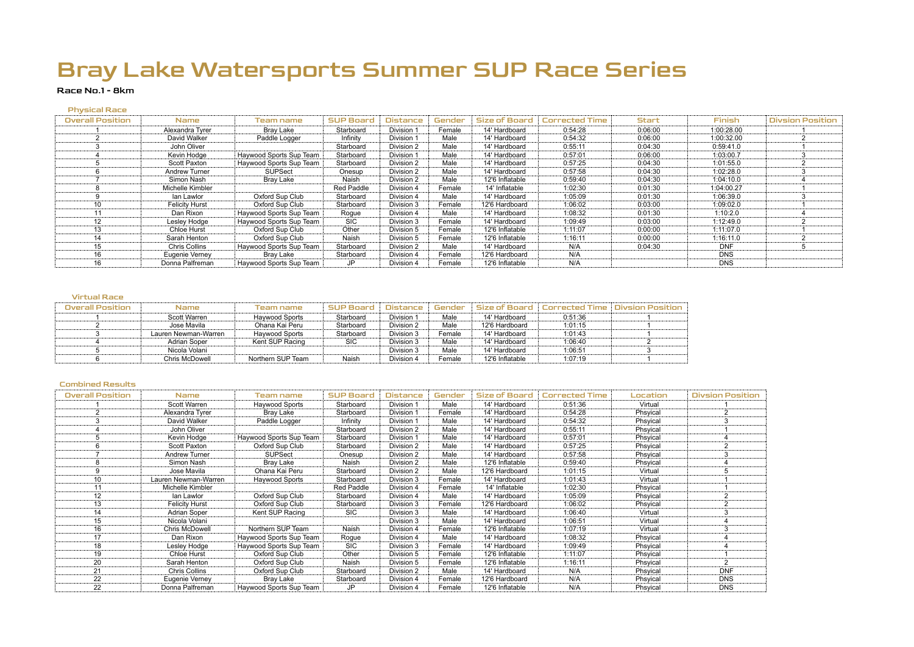# Bray Lake Watersports Summer SUP Race Series

**Race No.1 - 8km**

### Physical Race

| Overall Position | Name | Team name | SUP Board | Distance | Gender | Size of Board | Corrected Time | Start | Finish | Divsion Position |
|---|---|---|---|---|---|---|---|---|---|---|
| 1 | Alexandra Tyrer | Bray Lake | Starboard | Division 1 | Female | 14' Hardboard | 0:54:28 | 0:06:00 | 1:00:28.00 | 1 |
| 2 | David Walker | Paddle Logger | Infinity | Division 1 | Male | 14' Hardboard | 0:54:32 | 0:06:00 | 1:00:32.00 | 2 |
| 3 | John Oliver | | Starboard | Division 2 | Male | 14' Hardboard | 0:55:11 | 0:04:30 | 0:59:41.0 | 1 |
| 4 | Kevin Hodge | Haywood Sports Sup Team | Starboard | Division 1 | Male | 14' Hardboard | 0:57:01 | 0:06:00 | 1:03:00.7 | 3 |
| 5 | Scott Paxton | Haywood Sports Sup Team | Starboard | Division 2 | Male | 14' Hardboard | 0:57:25 | 0:04:30 | 1:01:55.0 | 2 |
| 6 | Andrew Turner | SUPSect | Onesup | Division 2 | Male | 14' Hardboard | 0:57:58 | 0:04:30 | 1:02:28.0 | 3 |
| 7 | Simon Nash | Bray Lake | Naish | Division 2 | Male | 12'6 Inflatable | 0:59:40 | 0:04:30 | 1:04:10.0 | 4 |
| 8 | Michelle Kimbler | | Red Paddle | Division 4 | Female | 14' Inflatable | 1:02:30 | 0:01:30 | 1:04:00.27 | 1 |
| 9 | Ian Lawlor | Oxford Sup Club | Starboard | Division 4 | Male | 14' Hardboard | 1:05:09 | 0:01:30 | 1:06:39.0 | 3 |
| 10 | Felicity Hurst | Oxford Sup Club | Starboard | Division 3 | Female | 12'6 Hardboard | 1:06:02 | 0:03:00 | 1:09:02.0 | 1 |
| 11 | Dan Rixon | Haywood Sports Sup Team | Rogue | Division 4 | Male | 14' Hardboard | 1:08:32 | 0:01:30 | 1:10:2.0 | 4 |
| 12 | Lesley Hodge | Haywood Sports Sup Team | SIC | Division 3 | Female | 14' Hardboard | 1:09:49 | 0:03:00 | 1:12:49.0 | 2 |
| 13 | Chloe Hurst | Oxford Sup Club | Other | Division 5 | Female | 12'6 Inflatable | 1:11:07 | 0:00:00 | 1:11:07.0 | 1 |
| 14 | Sarah Henton | Oxford Sup Club | Naish | Division 5 | Female | 12'6 Inflatable | 1:16:11 | 0:00:00 | 1:16:11.0 | 2 |
| 15 | Chris Collins | Haywood Sports Sup Team | Starboard | Division 2 | Male | 14' Hardboard | N/A | 0:04:30 | DNF | 5 |
| 16 | Eugenie Verney | Bray Lake | Starboard | Division 4 | Female | 12'6 Hardboard | N/A | | DNS | |
| 16 | Donna Palfreman | Haywood Sports Sup Team | JP | Division 4 | Female | 12'6 Inflatable | N/A | | DNS | |

### Virtual Race

| Overall Position | Name | Team name | SUP Board | Distance | Gender | Size of Board | Corrected Time | Divsion Position |
|---|---|---|---|---|---|---|---|---|
| 1 | Scott Warren | Haywood Sports | Starboard | Division 1 | Male | 14' Hardboard | 0:51:36 | 1 |
| 2 | Jose Mavila | Ohana Kai Peru | Starboard | Division 2 | Male | 12'6 Hardboard | 1:01:15 | 1 |
| 3 | Lauren Newman-Warren | Haywood Sports | Starboard | Division 3 | Female | 14' Hardboard | 1:01:43 | 1 |
| 4 | Adrian Soper | Kent SUP Racing | SIC | Division 3 | Male | 14' Hardboard | 1:06:40 | 2 |
| 5 | Nicola Volani | | | Division 3 | Male | 14' Hardboard | 1:06:51 | 3 |
| 6 | Chris McDowell | Northern SUP Team | Naish | Division 4 | Female | 12'6 Inflatable | 1:07:19 | 1 |

### Combined Results

| Overall Position | Name | Team name | SUP Board | Distance | Gender | Size of Board | Corrected Time | Location | Divsion Position |
|---|---|---|---|---|---|---|---|---|---|
| 1 | Scott Warren | Haywood Sports | Starboard | Division 1 | Male | 14' Hardboard | 0:51:36 | Virtual | 1 |
| 2 | Alexandra Tyrer | Bray Lake | Starboard | Division 1 | Female | 14' Hardboard | 0:54:28 | Phsyical | 2 |
| 3 | David Walker | Paddle Logger | Infinity | Division 1 | Male | 14' Hardboard | 0:54:32 | Phsyical | 3 |
| 4 | John Oliver | | Starboard | Division 2 | Male | 14' Hardboard | 0:55:11 | Phsyical | 1 |
| 5 | Kevin Hodge | Haywood Sports Sup Team | Starboard | Division 1 | Male | 14' Hardboard | 0:57:01 | Phsyical | 4 |
| 6 | Scott Paxton | Oxford Sup Club | Starboard | Division 2 | Male | 14' Hardboard | 0:57:25 | Phsyical | 2 |
| 7 | Andrew Turner | SUPSect | Onesup | Division 2 | Male | 14' Hardboard | 0:57:58 | Phsyical | 3 |
| 8 | Simon Nash | Bray Lake | Naish | Division 2 | Male | 12'6 Inflatable | 0:59:40 | Phsyical | 4 |
| 9 | Jose Mavila | Ohana Kai Peru | Starboard | Division 2 | Male | 12'6 Hardboard | 1:01:15 | Virtual | 5 |
| 10 | Lauren Newman-Warren | Haywood Sports | Starboard | Division 3 | Female | 14' Hardboard | 1:01:43 | Virtual | 1 |
| 11 | Michelle Kimbler | | Red Paddle | Division 4 | Female | 14' Inflatable | 1:02:30 | Phsyical | 1 |
| 12 | Ian Lawlor | Oxford Sup Club | Starboard | Division 4 | Male | 14' Hardboard | 1:05:09 | Phsyical | 2 |
| 13 | Felicity Hurst | Oxford Sup Club | Starboard | Division 3 | Female | 12'6 Hardboard | 1:06:02 | Phsyical | 2 |
| 14 | Adrian Soper | Kent SUP Racing | SIC | Division 3 | Male | 14' Hardboard | 1:06:40 | Virtual | 3 |
| 15 | Nicola Volani | | | Division 3 | Male | 14' Hardboard | 1:06:51 | Virtual | 4 |
| 16 | Chris McDowell | Northern SUP Team | Naish | Division 4 | Female | 12'6 Inflatable | 1:07:19 | Virtual | 3 |
| 17 | Dan Rixon | Haywood Sports Sup Team | Rogue | Division 4 | Male | 14' Hardboard | 1:08:32 | Phsyical | 4 |
| 18 | Lesley Hodge | Haywood Sports Sup Team | SIC | Division 3 | Female | 14' Hardboard | 1:09:49 | Phsyical | 4 |
| 19 | Chloe Hurst | Oxford Sup Club | Other | Division 5 | Female | 12'6 Inflatable | 1:11:07 | Phsyical | 1 |
| 20 | Sarah Henton | Oxford Sup Club | Naish | Division 5 | Female | 12'6 Inflatable | 1:16:11 | Phsyical | 2 |
| 21 | Chris Collins | Oxford Sup Club | Starboard | Division 2 | Male | 14' Hardboard | N/A | Phsyical | DNF |
| 22 | Eugenie Verney | Bray Lake | Starboard | Division 4 | Female | 12'6 Hardboard | N/A | Phsyical | DNS |
| 22 | Donna Palfreman | Haywood Sports Sup Team | JP | Division 4 | Female | 12'6 Inflatable | N/A | Phsyical | DNS |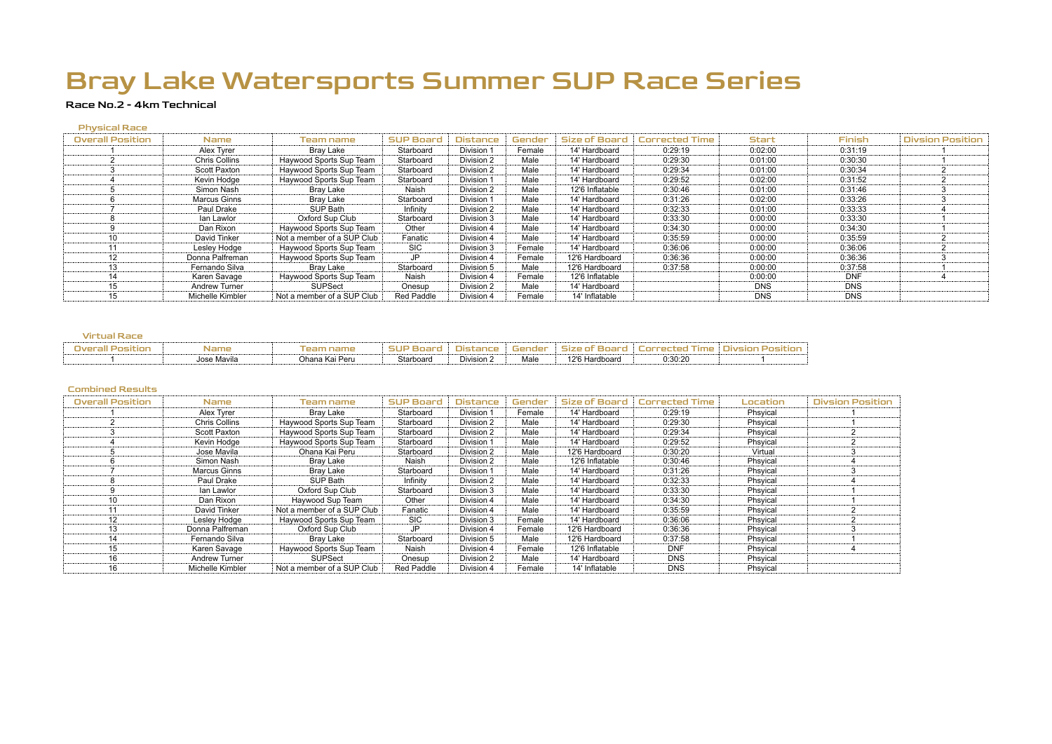# Bray Lake Watersports Summer SUP Race Series

### Race No.2 - 4km Technical

#### Physical Race

| Overall Position | Name | Team name | SUP Board | Distance | Gender | Size of Board | Corrected Time | Start | Finish | Divsion Position |
|---|---|---|---|---|---|---|---|---|---|---|
| 1 | Alex Tyrer | Bray Lake | Starboard | Division 1 | Female | 14' Hardboard | 0:29:19 | 0:02:00 | 0:31:19 | 1 |
| 2 | Chris Collins | Haywood Sports Sup Team | Starboard | Division 2 | Male | 14' Hardboard | 0:29:30 | 0:01:00 | 0:30:30 | 1 |
| 3 | Scott Paxton | Haywood Sports Sup Team | Starboard | Division 2 | Male | 14' Hardboard | 0:29:34 | 0:01:00 | 0:30:34 | 2 |
| 4 | Kevin Hodge | Haywood Sports Sup Team | Starboard | Division 1 | Male | 14' Hardboard | 0:29:52 | 0:02:00 | 0:31:52 | 2 |
| 5 | Simon Nash | Bray Lake | Naish | Division 2 | Male | 12'6 Inflatable | 0:30:46 | 0:01:00 | 0:31:46 | 3 |
| 6 | Marcus Ginns | Bray Lake | Starboard | Division 1 | Male | 14' Hardboard | 0:31:26 | 0:02:00 | 0:33:26 | 3 |
| 7 | Paul Drake | SUP Bath | Infinity | Division 2 | Male | 14' Hardboard | 0:32:33 | 0:01:00 | 0:33:33 | 4 |
| 8 | Ian Lawlor | Oxford Sup Club | Starboard | Division 3 | Male | 14' Hardboard | 0:33:30 | 0:00:00 | 0:33:30 | 1 |
| 9 | Dan Rixon | Haywood Sports Sup Team | Other | Division 4 | Male | 14' Hardboard | 0:34:30 | 0:00:00 | 0:34:30 | 1 |
| 10 | David Tinker | Not a member of a SUP Club | Fanatic | Division 4 | Male | 14' Hardboard | 0:35:59 | 0:00:00 | 0:35:59 | 2 |
| 11 | Lesley Hodge | Haywood Sports Sup Team | SIC | Division 3 | Female | 14' Hardboard | 0:36:06 | 0:00:00 | 0:36:06 | 2 |
| 12 | Donna Palfreman | Haywood Sports Sup Team | JP | Division 4 | Female | 12'6 Hardboard | 0:36:36 | 0:00:00 | 0:36:36 | 3 |
| 13 | Fernando Silva | Bray Lake | Starboard | Division 5 | Male | 12'6 Hardboard | 0:37:58 | 0:00:00 | 0:37:58 | 1 |
| 14 | Karen Savage | Haywood Sports Sup Team | Naish | Division 4 | Female | 12'6 Inflatable | | 0:00:00 | DNF | 4 |
| 15 | Andrew Turner | SUPSect | Onesup | Division 2 | Male | 14' Hardboard | | DNS | DNS | |
| 15 | Michelle Kimbler | Not a member of a SUP Club | Red Paddle | Division 4 | Female | 14' Inflatable | | DNS | DNS | |

#### Virtual Race

| Overall Position | Name | Team name | SUP Board | Distance | Gender | Size of Board | Corrected Time | Divsion Position |
|---|---|---|---|---|---|---|---|---|
| 1 | Jose Mavila | Ohana Kai Peru | Starboard | Division 2 | Male | 12'6 Hardboard | 0:30:20 | 1 |

#### Combined Results

| Overall Position | Name | Team name | SUP Board | Distance | Gender | Size of Board | Corrected Time | Location | Divsion Position |
|---|---|---|---|---|---|---|---|---|---|
| 1 | Alex Tyrer | Bray Lake | Starboard | Division 1 | Female | 14' Hardboard | 0:29:19 | Phsyical | 1 |
| 2 | Chris Collins | Haywood Sports Sup Team | Starboard | Division 2 | Male | 14' Hardboard | 0:29:30 | Phsyical | 1 |
| 3 | Scott Paxton | Haywood Sports Sup Team | Starboard | Division 2 | Male | 14' Hardboard | 0:29:34 | Phsyical | 2 |
| 4 | Kevin Hodge | Haywood Sports Sup Team | Starboard | Division 1 | Male | 14' Hardboard | 0:29:52 | Phsyical | 2 |
| 5 | Jose Mavila | Ohana Kai Peru | Starboard | Division 2 | Male | 12'6 Hardboard | 0:30:20 | Virtual | 3 |
| 6 | Simon Nash | Bray Lake | Naish | Division 2 | Male | 12'6 Inflatable | 0:30:46 | Phsyical | 4 |
| 7 | Marcus Ginns | Bray Lake | Starboard | Division 1 | Male | 14' Hardboard | 0:31:26 | Phsyical | 3 |
| 8 | Paul Drake | SUP Bath | Infinity | Division 2 | Male | 14' Hardboard | 0:32:33 | Phsyical | 4 |
| 9 | Ian Lawlor | Oxford Sup Club | Starboard | Division 3 | Male | 14' Hardboard | 0:33:30 | Phsyical | 1 |
| 10 | Dan Rixon | Haywood Sup Team | Other | Division 4 | Male | 14' Hardboard | 0:34:30 | Phsyical | 1 |
| 11 | David Tinker | Not a member of a SUP Club | Fanatic | Division 4 | Male | 14' Hardboard | 0:35:59 | Phsyical | 2 |
| 12 | Lesley Hodge | Haywood Sports Sup Team | SIC | Division 3 | Female | 14' Hardboard | 0:36:06 | Phsyical | 2 |
| 13 | Donna Palfreman | Oxford Sup Club | JP | Division 4 | Female | 12'6 Hardboard | 0:36:36 | Phsyical | 3 |
| 14 | Fernando Silva | Bray Lake | Starboard | Division 5 | Male | 12'6 Hardboard | 0:37:58 | Phsyical | 1 |
| 15 | Karen Savage | Haywood Sports Sup Team | Naish | Division 4 | Female | 12'6 Inflatable | DNF | Phsyical | 4 |
| 16 | Andrew Turner | SUPSect | Onesup | Division 2 | Male | 14' Hardboard | DNS | Phsyical | |
| 16 | Michelle Kimbler | Not a member of a SUP Club | Red Paddle | Division 4 | Female | 14' Inflatable | DNS | Phsyical | |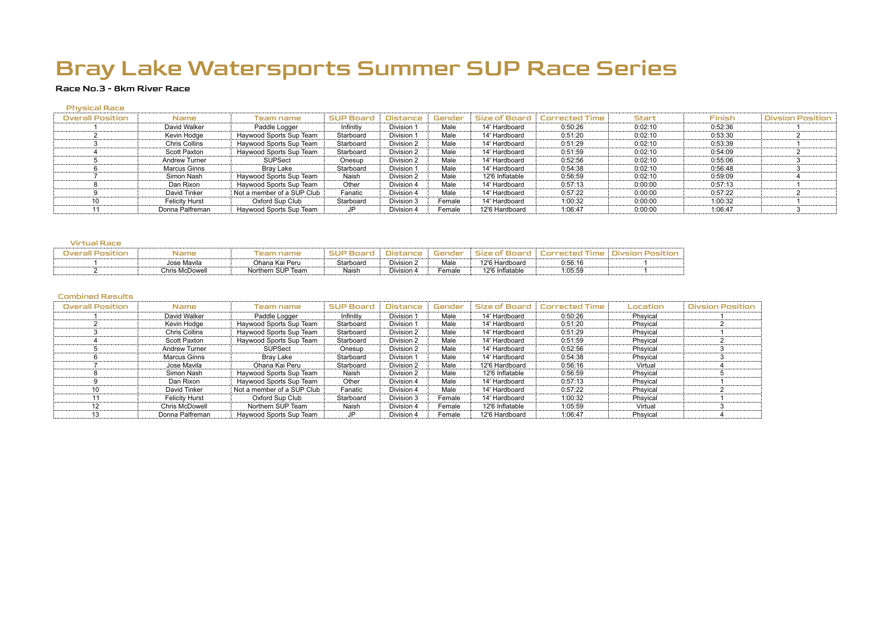# Bray Lake Watersports Summer SUP Race Series

**Race No.3 - 8km River Race**

### Physical Race

| Overall Position | Name | Team name | SUP Board | Distance | Gender | Size of Board | Corrected Time | Start | Finish | Divsion Position |
|---|---|---|---|---|---|---|---|---|---|---|
| 1 | David Walker | Paddle Logger | Infinitiy | Division 1 | Male | 14' Hardboard | 0:50:26 | 0:02:10 | 0:52:36 | 1 |
| 2 | Kevin Hodge | Haywood Sports Sup Team | Starboard | Division 1 | Male | 14' Hardboard | 0:51:20 | 0:02:10 | 0:53:30 | 2 |
| 3 | Chris Collins | Haywood Sports Sup Team | Starboard | Division 2 | Male | 14' Hardboard | 0:51:29 | 0:02:10 | 0:53:39 | 1 |
| 4 | Scott Paxton | Haywood Sports Sup Team | Starboard | Division 2 | Male | 14' Hardboard | 0:51:59 | 0:02:10 | 0:54:09 | 2 |
| 5 | Andrew Turner | SUPSect | Onesup | Division 2 | Male | 14' Hardboard | 0:52:56 | 0:02:10 | 0:55:06 | 3 |
| 6 | Marcus Ginns | Bray Lake | Starboard | Division 1 | Male | 14' Hardboard | 0:54:38 | 0:02:10 | 0:56:48 | 3 |
| 7 | Simon Nash | Haywood Sports Sup Team | Naish | Division 2 | Male | 12'6 Inflatable | 0:56:59 | 0:02:10 | 0:59:09 | 4 |
| 8 | Dan Rixon | Haywood Sports Sup Team | Other | Division 4 | Male | 14' Hardboard | 0:57:13 | 0:00:00 | 0:57:13 | 1 |
| 9 | David Tinker | Not a member of a SUP Club | Fanatic | Division 4 | Male | 14' Hardboard | 0:57:22 | 0:00:00 | 0:57:22 | 2 |
| 10 | Felicity Hurst | Oxford Sup Club | Starboard | Division 3 | Female | 14' Hardboard | 1:00:32 | 0:00:00 | 1:00:32 | 1 |
| 11 | Donna Palfreman | Haywood Sports Sup Team | JP | Division 4 | Female | 12'6 Hardboard | 1:06:47 | 0:00:00 | 1:06:47 | 3 |

### Virtual Race

| Overall Position | Name | Team name | SUP Board | Distance | Gender | Size of Board | Corrected Time | Divsion Position |
|---|---|---|---|---|---|---|---|---|
| 1 | Jose Mavila | Ohana Kai Peru | Starboard | Division 2 | Male | 12'6 Hardboard | 0:56:16 | 1 |
| 2 | Chris McDowell | Northern SUP Team | Naish | Division 4 | Female | 12'6 Inflatable | 1:05:59 | 1 |

### Combined Results

| Overall Position | Name | Team name | SUP Board | Distance | Gender | Size of Board | Corrected Time | Location | Divsion Position |
|---|---|---|---|---|---|---|---|---|---|
| 1 | David Walker | Paddle Logger | Infinitiy | Division 1 | Male | 14' Hardboard | 0:50:26 | Phsyical | 1 |
| 2 | Kevin Hodge | Haywood Sports Sup Team | Starboard | Division 1 | Male | 14' Hardboard | 0:51:20 | Phsyical | 2 |
| 3 | Chris Collins | Haywood Sports Sup Team | Starboard | Division 2 | Male | 14' Hardboard | 0:51:29 | Phsyical | 1 |
| 4 | Scott Paxton | Haywood Sports Sup Team | Starboard | Division 2 | Male | 14' Hardboard | 0:51:59 | Phsyical | 2 |
| 5 | Andrew Turner | SUPSect | Onesup | Division 2 | Male | 14' Hardboard | 0:52:56 | Phsyical | 3 |
| 6 | Marcus Ginns | Bray Lake | Starboard | Division 1 | Male | 14' Hardboard | 0:54:38 | Phsyical | 3 |
| 7 | Jose Mavila | Ohana Kai Peru | Starboard | Division 2 | Male | 12'6 Hardboard | 0:56:16 | Virtual | 4 |
| 8 | Simon Nash | Haywood Sports Sup Team | Naish | Division 2 | Male | 12'6 Inflatable | 0:56:59 | Phsyical | 5 |
| 9 | Dan Rixon | Haywood Sports Sup Team | Other | Division 4 | Male | 14' Hardboard | 0:57:13 | Phsyical | 1 |
| 10 | David Tinker | Not a member of a SUP Club | Fanatic | Division 4 | Male | 14' Hardboard | 0:57:22 | Phsyical | 2 |
| 11 | Felicity Hurst | Oxford Sup Club | Starboard | Division 3 | Female | 14' Hardboard | 1:00:32 | Phsyical | 1 |
| 12 | Chris McDowell | Northern SUP Team | Naish | Division 4 | Female | 12'6 Inflatable | 1:05:59 | Virtual | 3 |
| 13 | Donna Palfreman | Haywood Sports Sup Team | JP | Division 4 | Female | 12'6 Hardboard | 1:06:47 | Phsyical | 4 |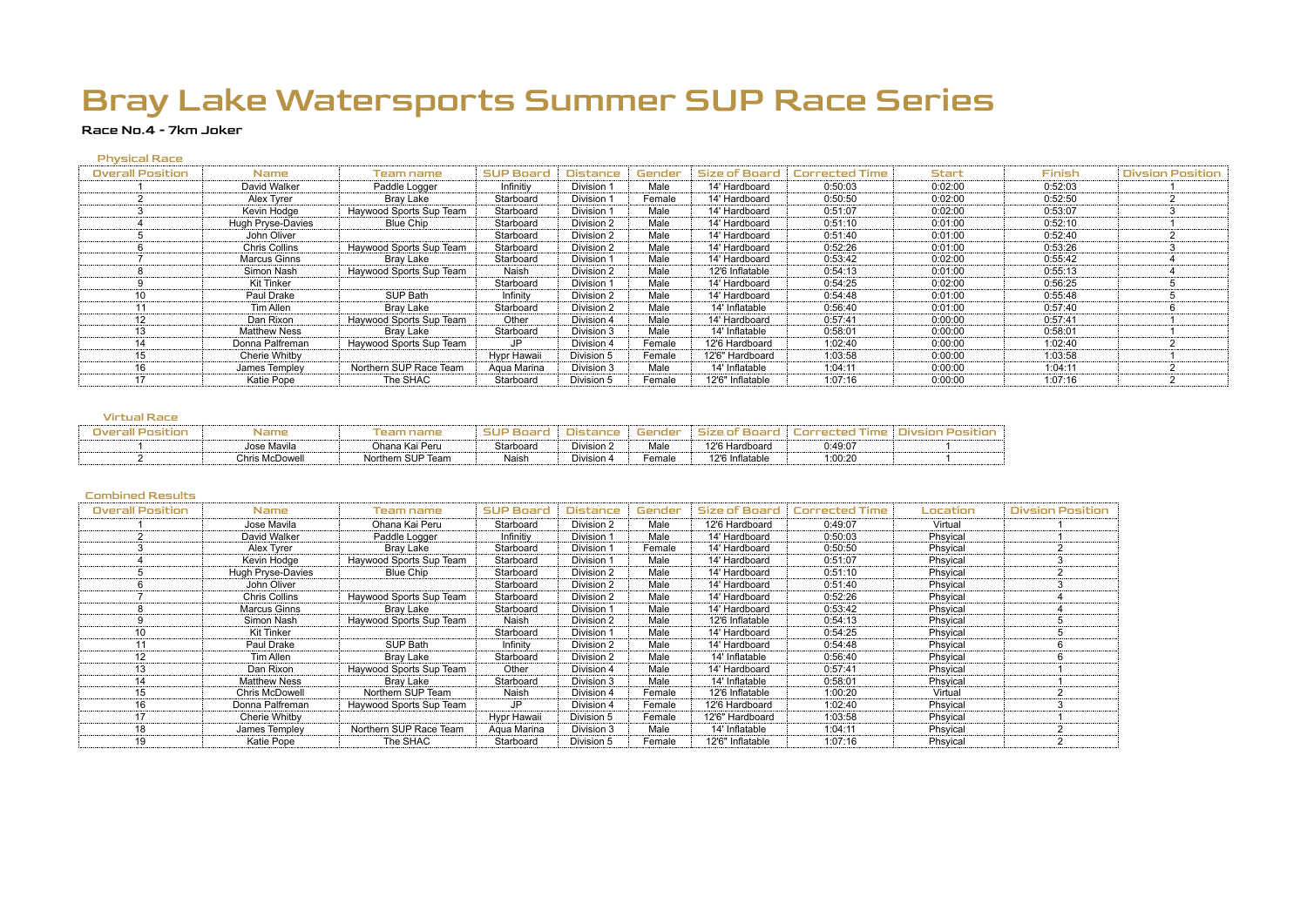# Bray Lake Watersports Summer SUP Race Series

**Race No.4 - 7km Joker**

### Physical Race

| Overall Position | Name | Team name | SUP Board | Distance | Gender | Size of Board | Corrected Time | Start | Finish | Divsion Position |
|---|---|---|---|---|---|---|---|---|---|---|
| 1 | David Walker | Paddle Logger | Infinitiy | Division 1 | Male | 14' Hardboard | 0:50:03 | 0:02:00 | 0:52:03 | 1 |
| 2 | Alex Tyrer | Bray Lake | Starboard | Division 1 | Female | 14' Hardboard | 0:50:50 | 0:02:00 | 0:52:50 | 2 |
| 3 | Kevin Hodge | Haywood Sports Sup Team | Starboard | Division 1 | Male | 14' Hardboard | 0:51:07 | 0:02:00 | 0:53:07 | 3 |
| 4 | Hugh Pryse-Davies | Blue Chip | Starboard | Division 2 | Male | 14' Hardboard | 0:51:10 | 0:01:00 | 0:52:10 | 1 |
| 5 | John Oliver | | Starboard | Division 2 | Male | 14' Hardboard | 0:51:40 | 0:01:00 | 0:52:40 | 2 |
| 6 | Chris Collins | Haywood Sports Sup Team | Starboard | Division 2 | Male | 14' Hardboard | 0:52:26 | 0:01:00 | 0:53:26 | 3 |
| 7 | Marcus Ginns | Bray Lake | Starboard | Division 1 | Male | 14' Hardboard | 0:53:42 | 0:02:00 | 0:55:42 | 4 |
| 8 | Simon Nash | Haywood Sports Sup Team | Naish | Division 2 | Male | 12'6 Inflatable | 0:54:13 | 0:01:00 | 0:55:13 | 4 |
| 9 | Kit Tinker | | Starboard | Division 1 | Male | 14' Hardboard | 0:54:25 | 0:02:00 | 0:56:25 | 5 |
| 10 | Paul Drake | SUP Bath | Infinity | Division 2 | Male | 14' Hardboard | 0:54:48 | 0:01:00 | 0:55:48 | 5 |
| 11 | Tim Allen | Bray Lake | Starboard | Division 2 | Male | 14' Inflatable | 0:56:40 | 0:01:00 | 0:57:40 | 6 |
| 12 | Dan Rixon | Haywood Sports Sup Team | Other | Division 4 | Male | 14' Hardboard | 0:57:41 | 0:00:00 | 0:57:41 | 1 |
| 13 | Matthew Ness | Bray Lake | Starboard | Division 3 | Male | 14' Inflatable | 0:58:01 | 0:00:00 | 0:58:01 | 1 |
| 14 | Donna Palfreman | Haywood Sports Sup Team | JP | Division 4 | Female | 12'6 Hardboard | 1:02:40 | 0:00:00 | 1:02:40 | 2 |
| 15 | Cherie Whitby | | Hypr Hawaii | Division 5 | Female | 12'6" Hardboard | 1:03:58 | 0:00:00 | 1:03:58 | 1 |
| 16 | James Templey | Northern SUP Race Team | Aqua Marina | Division 3 | Male | 14' Inflatable | 1:04:11 | 0:00:00 | 1:04:11 | 2 |
| 17 | Katie Pope | The SHAC | Starboard | Division 5 | Female | 12'6" Inflatable | 1:07:16 | 0:00:00 | 1:07:16 | 2 |

### Virtual Race

| Overall Position | Name | Team name | SUP Board | Distance | Gender | Size of Board | Corrected Time | Divsion Position |
|---|---|---|---|---|---|---|---|---|
| 1 | Jose Mavila | Ohana Kai Peru | Starboard | Division 2 | Male | 12'6 Hardboard | 0:49:07 | 1 |
| 2 | Chris McDowell | Northern SUP Team | Naish | Division 4 | Female | 12'6 Inflatable | 1:00:20 | 1 |

### Combined Results

| Overall Position | Name | Team name | SUP Board | Distance | Gender | Size of Board | Corrected Time | Location | Divsion Position |
|---|---|---|---|---|---|---|---|---|---|
| 1 | Jose Mavila | Ohana Kai Peru | Starboard | Division 2 | Male | 12'6 Hardboard | 0:49:07 | Virtual | 1 |
| 2 | David Walker | Paddle Logger | Infinitiy | Division 1 | Male | 14' Hardboard | 0:50:03 | Phsyical | 1 |
| 3 | Alex Tyrer | Bray Lake | Starboard | Division 1 | Female | 14' Hardboard | 0:50:50 | Phsyical | 2 |
| 4 | Kevin Hodge | Haywood Sports Sup Team | Starboard | Division 1 | Male | 14' Hardboard | 0:51:07 | Phsyical | 3 |
| 5 | Hugh Pryse-Davies | Blue Chip | Starboard | Division 2 | Male | 14' Hardboard | 0:51:10 | Phsyical | 2 |
| 6 | John Oliver | | Starboard | Division 2 | Male | 14' Hardboard | 0:51:40 | Phsyical | 3 |
| 7 | Chris Collins | Haywood Sports Sup Team | Starboard | Division 2 | Male | 14' Hardboard | 0:52:26 | Phsyical | 4 |
| 8 | Marcus Ginns | Bray Lake | Starboard | Division 1 | Male | 14' Hardboard | 0:53:42 | Phsyical | 4 |
| 9 | Simon Nash | Haywood Sports Sup Team | Naish | Division 2 | Male | 12'6 Inflatable | 0:54:13 | Phsyical | 5 |
| 10 | Kit Tinker | | Starboard | Division 1 | Male | 14' Hardboard | 0:54:25 | Phsyical | 5 |
| 11 | Paul Drake | SUP Bath | Infinity | Division 2 | Male | 14' Hardboard | 0:54:48 | Phsyical | 6 |
| 12 | Tim Allen | Bray Lake | Starboard | Division 2 | Male | 14' Inflatable | 0:56:40 | Phsyical | 6 |
| 13 | Dan Rixon | Haywood Sports Sup Team | Other | Division 4 | Male | 14' Hardboard | 0:57:41 | Phsyical | 1 |
| 14 | Matthew Ness | Bray Lake | Starboard | Division 3 | Male | 14' Inflatable | 0:58:01 | Phsyical | 1 |
| 15 | Chris McDowell | Northern SUP Team | Naish | Division 4 | Female | 12'6 Inflatable | 1:00:20 | Virtual | 2 |
| 16 | Donna Palfreman | Haywood Sports Sup Team | JP | Division 4 | Female | 12'6 Hardboard | 1:02:40 | Phsyical | 3 |
| 17 | Cherie Whitby | | Hypr Hawaii | Division 5 | Female | 12'6" Hardboard | 1:03:58 | Phsyical | 1 |
| 18 | James Templey | Northern SUP Race Team | Aqua Marina | Division 3 | Male | 14' Inflatable | 1:04:11 | Phsyical | 2 |
| 19 | Katie Pope | The SHAC | Starboard | Division 5 | Female | 12'6" Inflatable | 1:07:16 | Phsyical | 2 |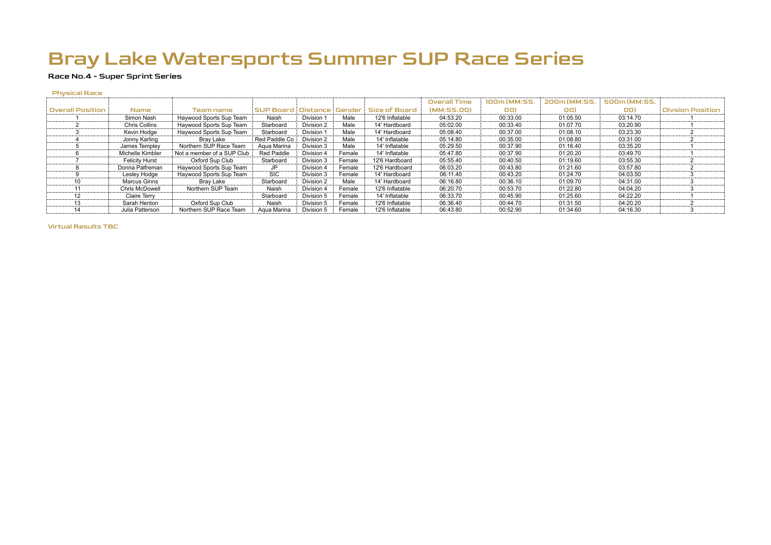# Bray Lake Watersports Summer SUP Race Series

**Race No.4 - Super Sprint Series**

### Physical Race

| Overall Position | Name | Team name | SUP Board | Distance | Gender | Size of Board | Overall Time (MM:SS.00) | 100m (MM:SS.00) | 200m (MM:SS.00) | 500m (MM:SS.00) | Divsion Position |
|---|---|---|---|---|---|---|---|---|---|---|---|
| 1 | Simon Nash | Haywood Sports Sup Team | Naish | Division 1 | Male | 12'6 Inflatable | 04:53.20 | 00:33.00 | 01:05.50 | 03:14.70 | 1 |
| 2 | Chris Collins | Haywood Sports Sup Team | Starboard | Division 2 | Male | 14' Hardboard | 05:02.00 | 00:33.40 | 01:07.70 | 03:20.90 | 1 |
| 3 | Kevin Hodge | Haywood Sports Sup Team | Starboard | Division 1 | Male | 14' Hardboard | 05:08.40 | 00:37.00 | 01:08.10 | 03:23.30 | 2 |
| 4 | Jonny Karling | Bray Lake | Red Paddle Co | Division 2 | Male | 14' Inflatable | 05:14.80 | 00:35.00 | 01:08.80 | 03:31.00 | 2 |
| 5 | James Templey | Northern SUP Race Team | Aqua Marina | Division 3 | Male | 14' Inflatable | 05:29.50 | 00:37.90 | 01:16.40 | 03:35.20 | 1 |
| 6 | Michelle Kimbler | Not a member of a SUP Club | Red Paddle | Division 4 | Female | 14' Inflatable | 05:47.80 | 00:37.90 | 01:20.20 | 03:49.70 | 1 |
| 7 | Felicity Hurst | Oxford Sup Club | Starboard | Division 3 | Female | 12'6 Hardboard | 05:55.40 | 00:40.50 | 01:19.60 | 03:55.30 | 2 |
| 8 | Donna Palfreman | Haywood Sports Sup Team | JP | Division 4 | Female | 12'6 Hardboard | 06:03.20 | 00:43.80 | 01:21.60 | 03:57.80 | 2 |
| 9 | Lesley Hodge | Haywood Sports Sup Team | SIC | Division 3 | Female | 14' Hardboard | 06:11.40 | 00:43.20 | 01:24.70 | 04:03.50 | 3 |
| 10 | Marcus Ginns | Bray Lake | Starboard | Division 2 | Male | 14' Hardboard | 06:16.80 | 00:36.10 | 01:09.70 | 04:31.00 | 3 |
| 11 | Chris McDowell | Northern SUP Team | Naish | Division 4 | Female | 12'6 Inflatable | 06:20.70 | 00:53.70 | 01:22.80 | 04:04.20 | 3 |
| 12 | Claire Terry | | Starboard | Division 5 | Female | 14' Inflatable | 06:33.70 | 00:45.90 | 01:25.60 | 04:22.20 | 1 |
| 13 | Sarah Henton | Oxford Sup Club | Naish | Division 5 | Female | 12'6 Inflatable | 06:36.40 | 00:44.70 | 01:31.50 | 04:20.20 | 2 |
| 14 | Julia Patterson | Northern SUP Race Team | Aqua Marina | Division 5 | Female | 12'6 Inflatable | 06:43.80 | 00:52.90 | 01:34.60 | 04:16.30 | 3 |

Virtual Results TBC